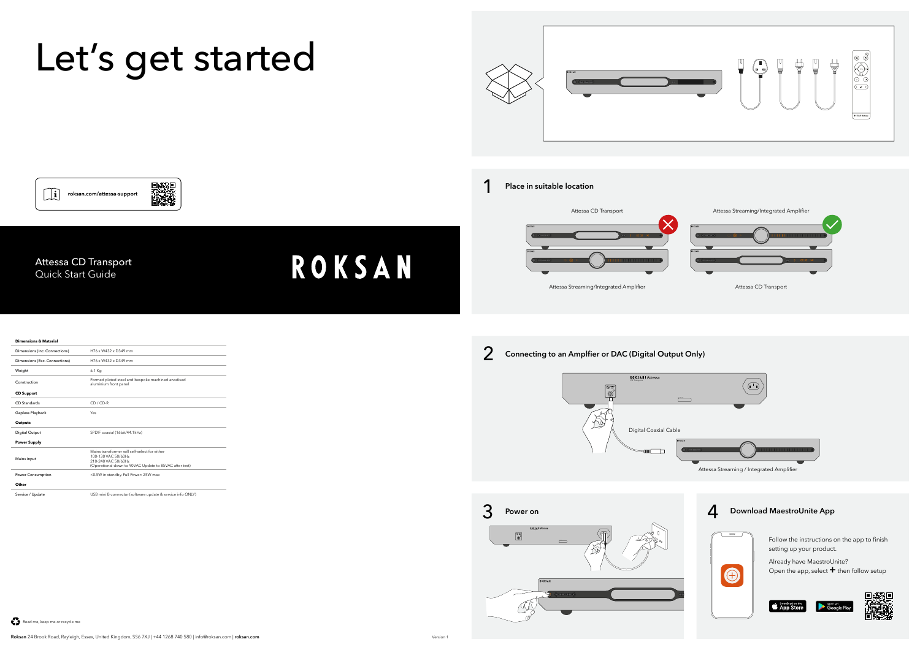# Let's get started

roksan.com/attessa-support

Attessa CD Transport
Quick Start Guide

ROKSAN

| Dimensions & Material | |
|---|---|
| Dimensions (Inc. Connections) | H76 x W432 x D349 mm |
| Dimensions (Exc. Connections) | H76 x W432 x D349 mm |
| Weight | 6.1 Kg |
| Construction | Formed plated steel and bespoke machined anodised aluminium front panel |
| **CD Support** | |
| CD Standards | CD / CD-R |
| Gapless Playback | Yes |
| **Outputs** | |
| Digital Output | SPDIF coaxial (16bit/44.1kHz) |
| **Power Supply** | |
| Mains input | Mains transformer will self-select for either 100-130 VAC 50/60Hz 210-240 VAC 50/60Hz (Operational down to 90VAC Update to 85VAC after test) |
| Power Consumption | <0.5W in standby. Full Power: 25W max |
| **Other** | |
| Service / Update | USB mini B connector (software update & service info ONLY) |

Read me, keep me or recycle me

**Roksan** 24 Brook Road, Rayleigh, Essex, United Kingdom, SS6 7XJ | +44 1268 740 580 | info@roksan.com | **roksan.com**

Version 1

## 1 Place in suitable location

Attessa CD Transport

Attessa Streaming/Integrated Amplifier

Attessa Streaming/Integrated Amplifier

Attessa CD Transport

## 2 Connecting to an Amplfier or DAC (Digital Output Only)

Digital Coaxial Cable

Attessa Streaming / Integrated Amplifier

## 3 Power on

## 4 Download MaestroUnite App

Follow the instructions on the app to finish setting up your product.

Already have MaestroUnite?
Open the app, select + then follow setup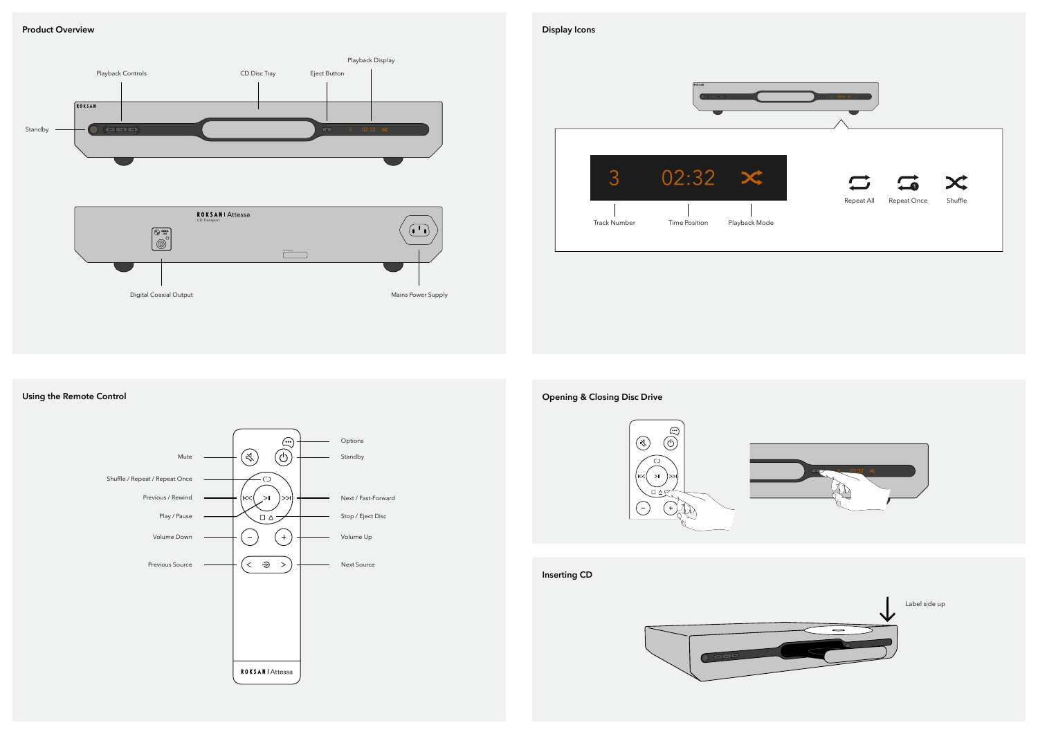## Product Overview

Playback Controls

CD Disc Tray

Eject Button

Playback Display

Standby

ROKSAN | Attessa

CD Transport

Digital Coaxial Output

Mains Power Supply

## Display Icons

3 02:32

Track Number

Time Position

Playback Mode

Repeat All

Repeat Once

Shuffle

## Using the Remote Control

Options

Mute

Standby

Shuffle / Repeat / Repeat Once

Previous / Rewind

Next / Fast-Forward

Play / Pause

Stop / Eject Disc

Volume Down

Volume Up

Previous Source

Next Source

ROKSAN | Attessa

## Opening & Closing Disc Drive

## Inserting CD

Label side up